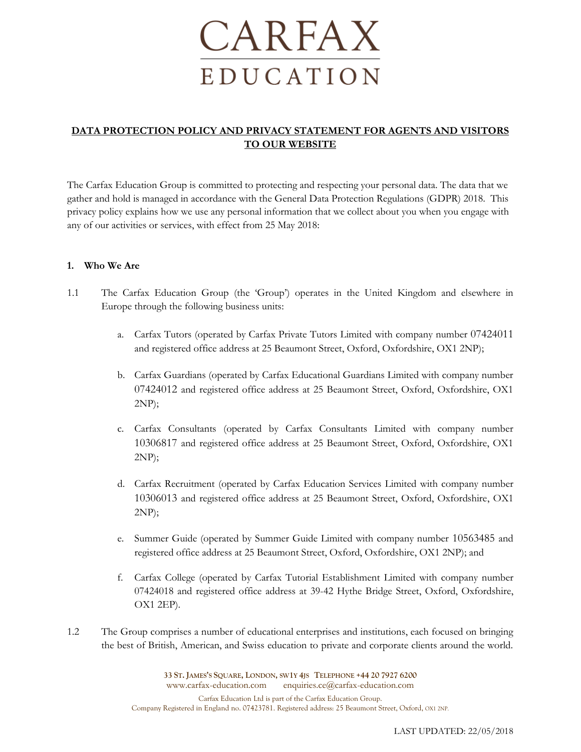# CARFAX EDUCATION

## DATA PROTECTION POLICY AND PRIVACY STATEMENT FOR AGENTS AND VISITORS TO OUR WEBSITE

The Carfax Education Group is committed to protecting and respecting your personal data. The data that we gather and hold is managed in accordance with the General Data Protection Regulations (GDPR) 2018. This privacy policy explains how we use any personal information that we collect about you when you engage with any of our activities or services, with effect from 25 May 2018:

### 1. Who We Are

1.1 The Carfax Education Group (the 'Group') operates in the United Kingdom and elsewhere in Europe through the following business units:

   a. Carfax Tutors (operated by Carfax Private Tutors Limited with company number 07424011 and registered office address at 25 Beaumont Street, Oxford, Oxfordshire, OX1 2NP);

   b. Carfax Guardians (operated by Carfax Educational Guardians Limited with company number 07424012 and registered office address at 25 Beaumont Street, Oxford, Oxfordshire, OX1 2NP);

   c. Carfax Consultants (operated by Carfax Consultants Limited with company number 10306817 and registered office address at 25 Beaumont Street, Oxford, Oxfordshire, OX1 2NP);

   d. Carfax Recruitment (operated by Carfax Education Services Limited with company number 10306013 and registered office address at 25 Beaumont Street, Oxford, Oxfordshire, OX1 2NP);

   e. Summer Guide (operated by Summer Guide Limited with company number 10563485 and registered office address at 25 Beaumont Street, Oxford, Oxfordshire, OX1 2NP); and

   f. Carfax College (operated by Carfax Tutorial Establishment Limited with company number 07424018 and registered office address at 39-42 Hythe Bridge Street, Oxford, Oxfordshire, OX1 2EP).

1.2 The Group comprises a number of educational enterprises and institutions, each focused on bringing the best of British, American, and Swiss education to private and corporate clients around the world.

33 St. James's Square, London, SW1Y 4JS Telephone +44 20 7927 6200
www.carfax-education.com enquiries.ce@carfax-education.com

Carfax Education Ltd is part of the Carfax Education Group.
Company Registered in England no. 07423781. Registered address: 25 Beaumont Street, Oxford, OX1 2NP.

LAST UPDATED: 22/05/2018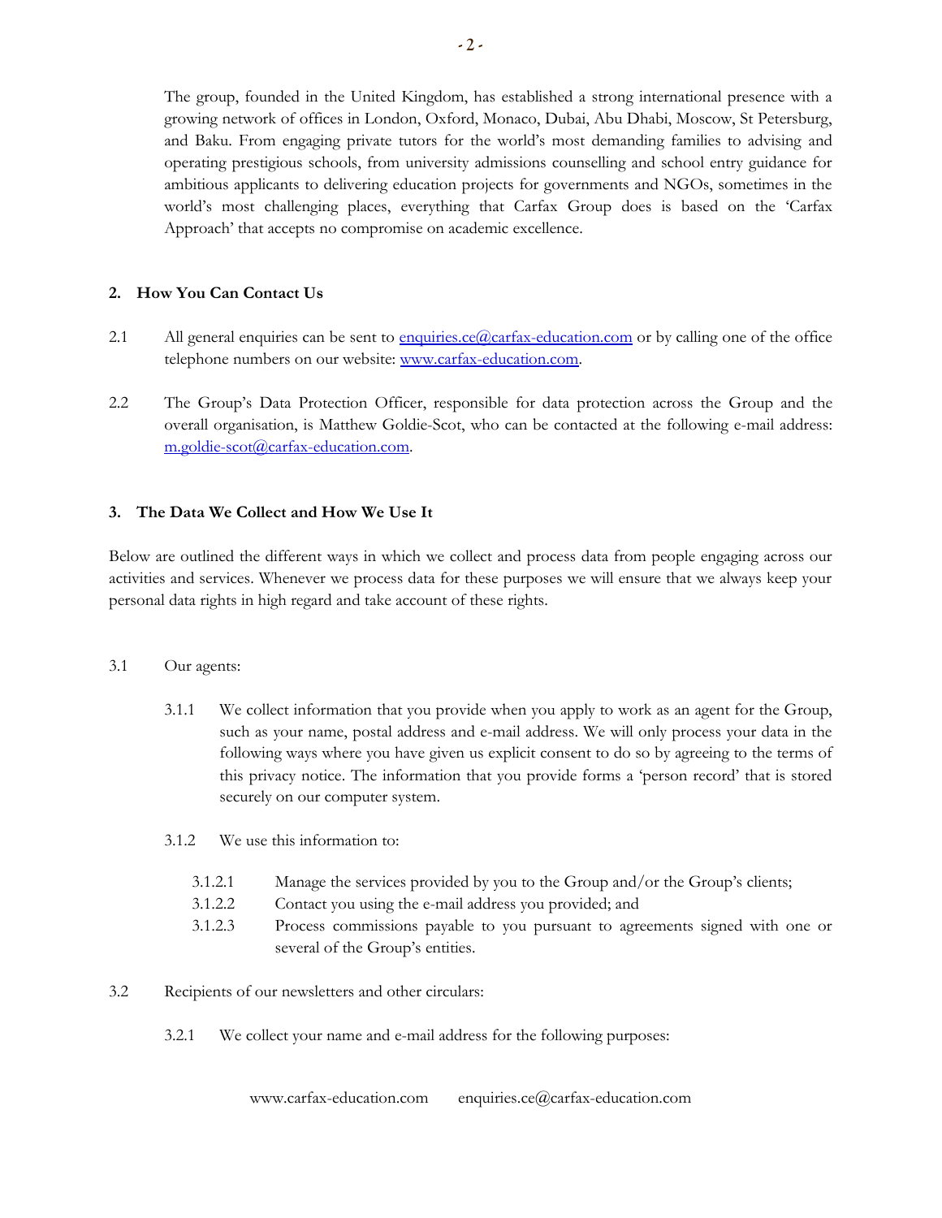The group, founded in the United Kingdom, has established a strong international presence with a growing network of offices in London, Oxford, Monaco, Dubai, Abu Dhabi, Moscow, St Petersburg, and Baku. From engaging private tutors for the world's most demanding families to advising and operating prestigious schools, from university admissions counselling and school entry guidance for ambitious applicants to delivering education projects for governments and NGOs, sometimes in the world's most challenging places, everything that Carfax Group does is based on the 'Carfax Approach' that accepts no compromise on academic excellence.

## 2. How You Can Contact Us

2.1 All general enquiries can be sent to enquiries.ce@carfax-education.com or by calling one of the office telephone numbers on our website: www.carfax-education.com.

2.2 The Group's Data Protection Officer, responsible for data protection across the Group and the overall organisation, is Matthew Goldie-Scot, who can be contacted at the following e-mail address: m.goldie-scot@carfax-education.com.

## 3. The Data We Collect and How We Use It

Below are outlined the different ways in which we collect and process data from people engaging across our activities and services. Whenever we process data for these purposes we will ensure that we always keep your personal data rights in high regard and take account of these rights.

3.1 Our agents:

3.1.1 We collect information that you provide when you apply to work as an agent for the Group, such as your name, postal address and e-mail address. We will only process your data in the following ways where you have given us explicit consent to do so by agreeing to the terms of this privacy notice. The information that you provide forms a 'person record' that is stored securely on our computer system.

3.1.2 We use this information to:

3.1.2.1 Manage the services provided by you to the Group and/or the Group's clients;

3.1.2.2 Contact you using the e-mail address you provided; and

3.1.2.3 Process commissions payable to you pursuant to agreements signed with one or several of the Group's entities.

3.2 Recipients of our newsletters and other circulars:

3.2.1 We collect your name and e-mail address for the following purposes: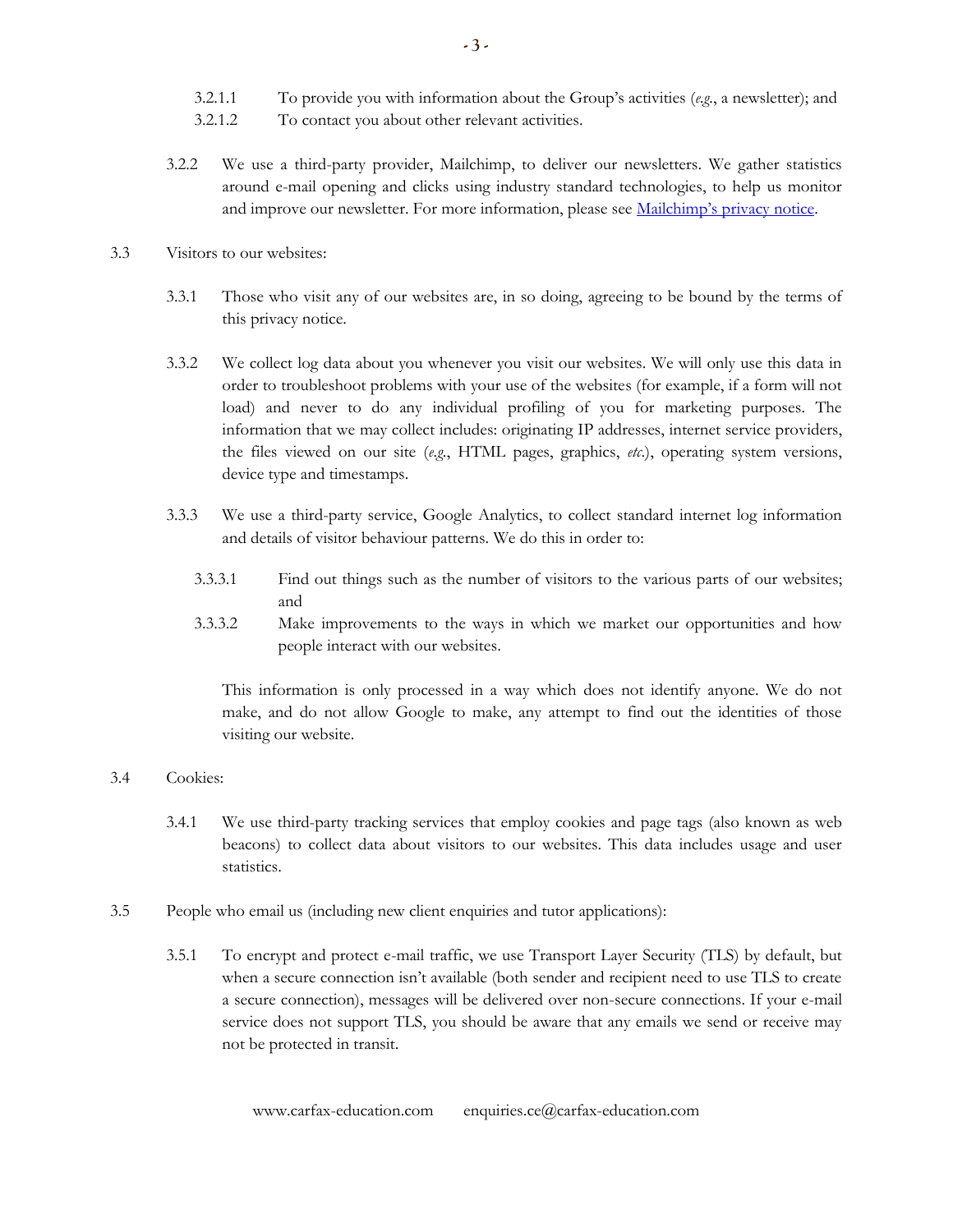3.2.1.1 To provide you with information about the Group's activities (*e.g.*, a newsletter); and

3.2.1.2 To contact you about other relevant activities.

3.2.2 We use a third-party provider, Mailchimp, to deliver our newsletters. We gather statistics around e-mail opening and clicks using industry standard technologies, to help us monitor and improve our newsletter. For more information, please see Mailchimp's privacy notice.

3.3 Visitors to our websites:

3.3.1 Those who visit any of our websites are, in so doing, agreeing to be bound by the terms of this privacy notice.

3.3.2 We collect log data about you whenever you visit our websites. We will only use this data in order to troubleshoot problems with your use of the websites (for example, if a form will not load) and never to do any individual profiling of you for marketing purposes. The information that we may collect includes: originating IP addresses, internet service providers, the files viewed on our site (*e.g.*, HTML pages, graphics, *etc*.), operating system versions, device type and timestamps.

3.3.3 We use a third-party service, Google Analytics, to collect standard internet log information and details of visitor behaviour patterns. We do this in order to:

3.3.3.1 Find out things such as the number of visitors to the various parts of our websites; and

3.3.3.2 Make improvements to the ways in which we market our opportunities and how people interact with our websites.

This information is only processed in a way which does not identify anyone. We do not make, and do not allow Google to make, any attempt to find out the identities of those visiting our website.

3.4 Cookies:

3.4.1 We use third-party tracking services that employ cookies and page tags (also known as web beacons) to collect data about visitors to our websites. This data includes usage and user statistics.

3.5 People who email us (including new client enquiries and tutor applications):

3.5.1 To encrypt and protect e-mail traffic, we use Transport Layer Security (TLS) by default, but when a secure connection isn't available (both sender and recipient need to use TLS to create a secure connection), messages will be delivered over non-secure connections. If your e-mail service does not support TLS, you should be aware that any emails we send or receive may not be protected in transit.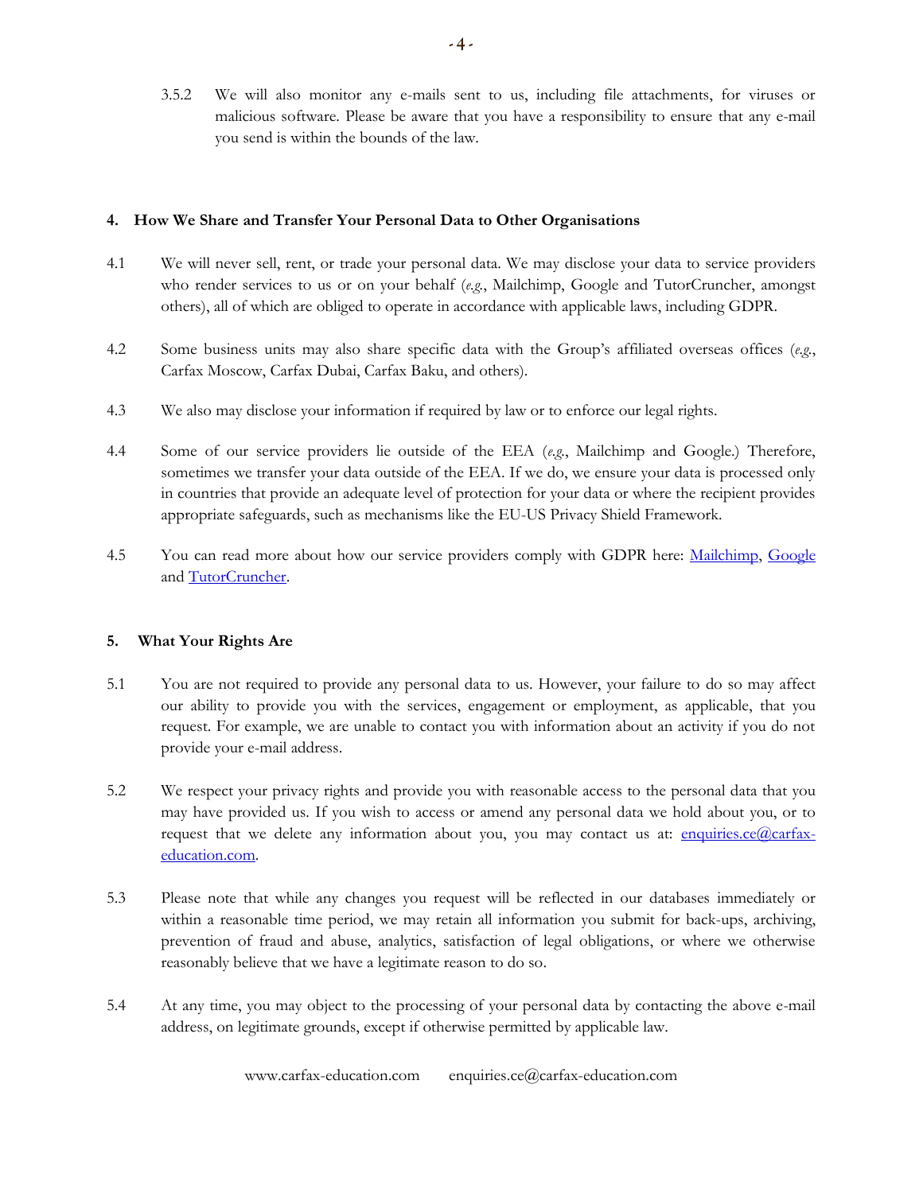3.5.2 We will also monitor any e-mails sent to us, including file attachments, for viruses or malicious software. Please be aware that you have a responsibility to ensure that any e-mail you send is within the bounds of the law.

## 4. How We Share and Transfer Your Personal Data to Other Organisations

4.1 We will never sell, rent, or trade your personal data. We may disclose your data to service providers who render services to us or on your behalf (*e.g.*, Mailchimp, Google and TutorCruncher, amongst others), all of which are obliged to operate in accordance with applicable laws, including GDPR.

4.2 Some business units may also share specific data with the Group's affiliated overseas offices (*e.g.*, Carfax Moscow, Carfax Dubai, Carfax Baku, and others).

4.3 We also may disclose your information if required by law or to enforce our legal rights.

4.4 Some of our service providers lie outside of the EEA (*e.g.*, Mailchimp and Google.) Therefore, sometimes we transfer your data outside of the EEA. If we do, we ensure your data is processed only in countries that provide an adequate level of protection for your data or where the recipient provides appropriate safeguards, such as mechanisms like the EU-US Privacy Shield Framework.

4.5 You can read more about how our service providers comply with GDPR here: Mailchimp, Google and TutorCruncher.

## 5. What Your Rights Are

5.1 You are not required to provide any personal data to us. However, your failure to do so may affect our ability to provide you with the services, engagement or employment, as applicable, that you request. For example, we are unable to contact you with information about an activity if you do not provide your e-mail address.

5.2 We respect your privacy rights and provide you with reasonable access to the personal data that you may have provided us. If you wish to access or amend any personal data we hold about you, or to request that we delete any information about you, you may contact us at: enquiries.ce@carfax-education.com.

5.3 Please note that while any changes you request will be reflected in our databases immediately or within a reasonable time period, we may retain all information you submit for back-ups, archiving, prevention of fraud and abuse, analytics, satisfaction of legal obligations, or where we otherwise reasonably believe that we have a legitimate reason to do so.

5.4 At any time, you may object to the processing of your personal data by contacting the above e-mail address, on legitimate grounds, except if otherwise permitted by applicable law.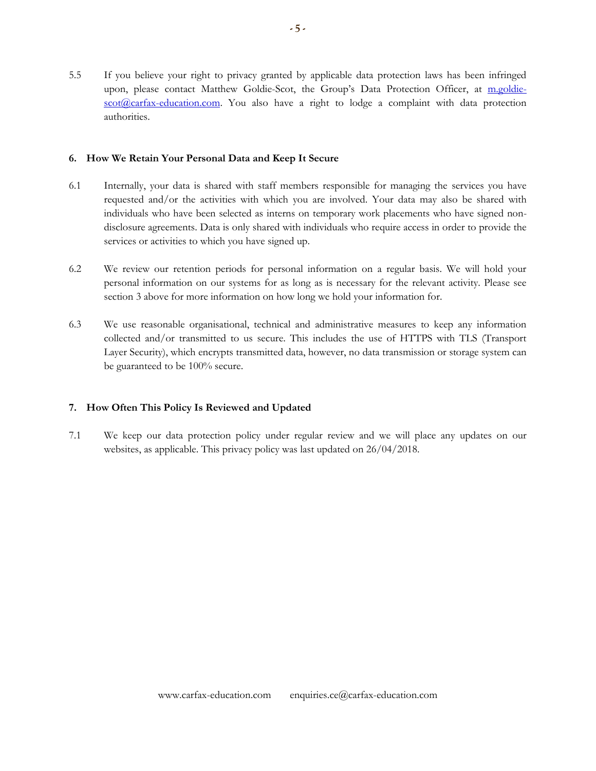5.5 If you believe your right to privacy granted by applicable data protection laws has been infringed upon, please contact Matthew Goldie-Scot, the Group's Data Protection Officer, at m.goldie-scot@carfax-education.com. You also have a right to lodge a complaint with data protection authorities.

## 6. How We Retain Your Personal Data and Keep It Secure

6.1 Internally, your data is shared with staff members responsible for managing the services you have requested and/or the activities with which you are involved. Your data may also be shared with individuals who have been selected as interns on temporary work placements who have signed non-disclosure agreements. Data is only shared with individuals who require access in order to provide the services or activities to which you have signed up.

6.2 We review our retention periods for personal information on a regular basis. We will hold your personal information on our systems for as long as is necessary for the relevant activity. Please see section 3 above for more information on how long we hold your information for.

6.3 We use reasonable organisational, technical and administrative measures to keep any information collected and/or transmitted to us secure. This includes the use of HTTPS with TLS (Transport Layer Security), which encrypts transmitted data, however, no data transmission or storage system can be guaranteed to be 100% secure.

## 7. How Often This Policy Is Reviewed and Updated

7.1 We keep our data protection policy under regular review and we will place any updates on our websites, as applicable. This privacy policy was last updated on 26/04/2018.